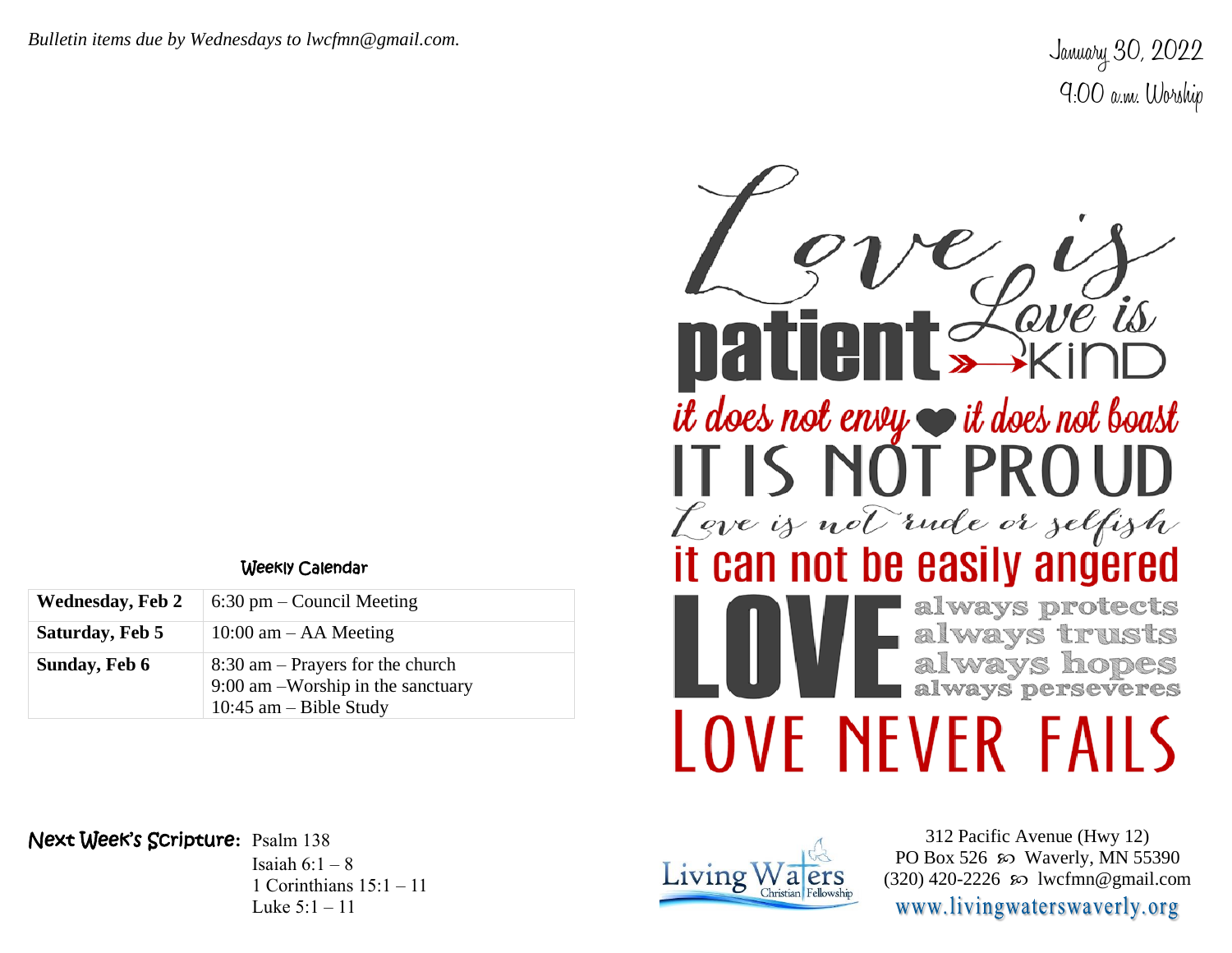*Bulletin items due by Wednesdays to lwcfmn@gmail.com.*

January 30, 2022
9:00 a.m. Worship

Love is patient
Love is kind
it does not envy ❤ it does not boast
IT IS NOT PROUD
Love is not rude or selfish
it can not be easily angered
LOVE always protects
always trusts
always hopes
always perseveres
LOVE NEVER FAILS

### Weekly Calendar

| | |
|---|---|
| **Wednesday, Feb 2** | 6:30 pm – Council Meeting |
| **Saturday, Feb 5** | 10:00 am – AA Meeting |
| **Sunday, Feb 6** | 8:30 am – Prayers for the church<br>9:00 am –Worship in the sanctuary<br>10:45 am – Bible Study |

**Next Week's Scripture:** Psalm 138
Isaiah 6:1 – 8
1 Corinthians 15:1 – 11
Luke 5:1 – 11

Living Waters Christian Fellowship

312 Pacific Avenue (Hwy 12)
PO Box 526 ∞ Waverly, MN 55390
(320) 420-2226 ∞ lwcfmn@gmail.com
www.livingwaterswaverly.org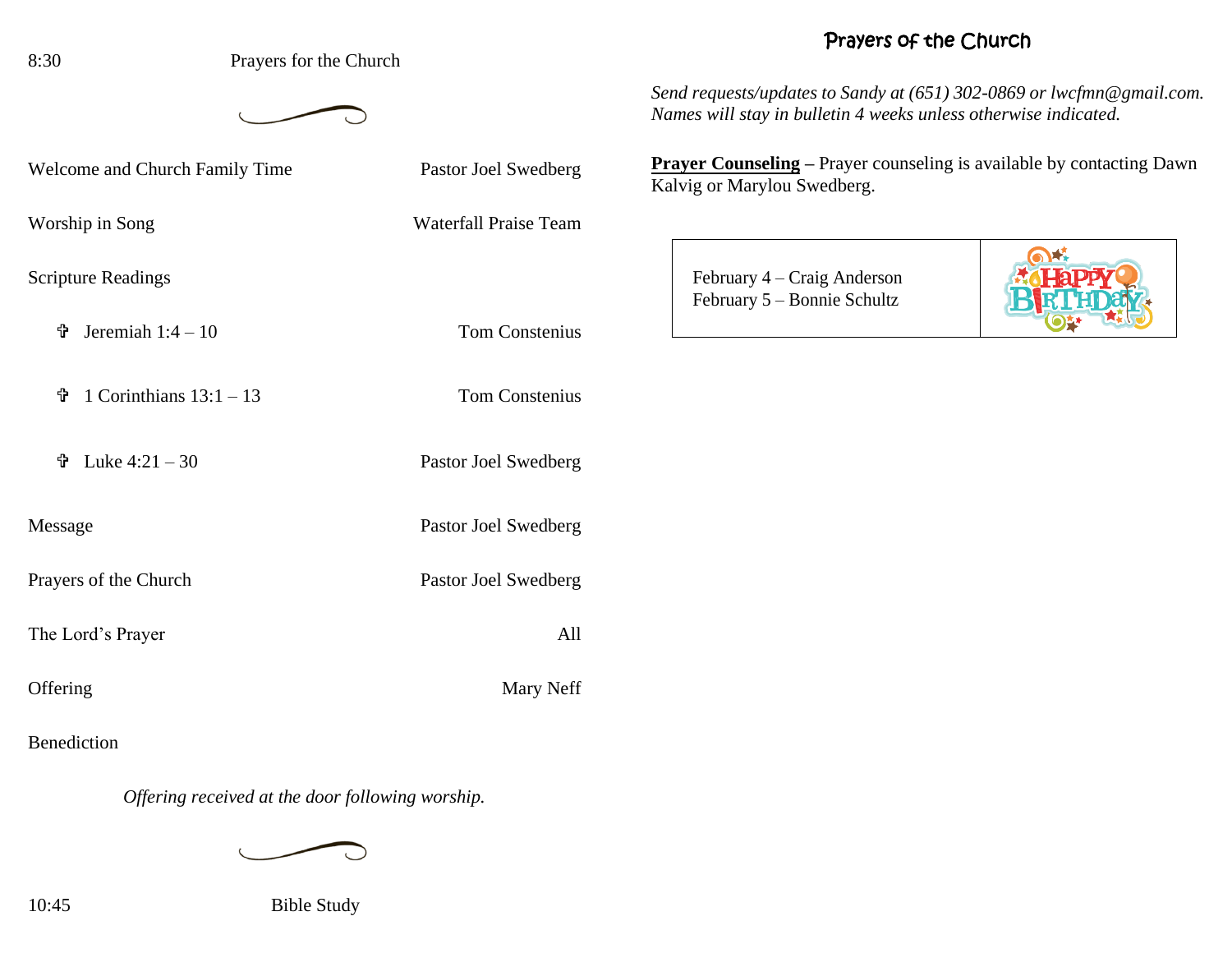8:30 Prayers for the Church

| | |
|---|---|
| Welcome and Church Family Time | Pastor Joel Swedberg |
| Worship in Song | Waterfall Praise Team |
| Scripture Readings | |
| ✞ Jeremiah 1:4 – 10 | Tom Constenius |
| ✞ 1 Corinthians 13:1 – 13 | Tom Constenius |
| ✞ Luke 4:21 – 30 | Pastor Joel Swedberg |
| Message | Pastor Joel Swedberg |
| Prayers of the Church | Pastor Joel Swedberg |
| The Lord's Prayer | All |
| Offering | Mary Neff |
| Benediction | |

*Offering received at the door following worship.*

10:45 Bible Study

## Prayers of the Church

*Send requests/updates to Sandy at (651) 302-0869 or lwcfmn@gmail.com. Names will stay in bulletin 4 weeks unless otherwise indicated.*

**Prayer Counseling** – Prayer counseling is available by contacting Dawn Kalvig or Marylou Swedberg.

February 4 – Craig Anderson
February 5 – Bonnie Schultz